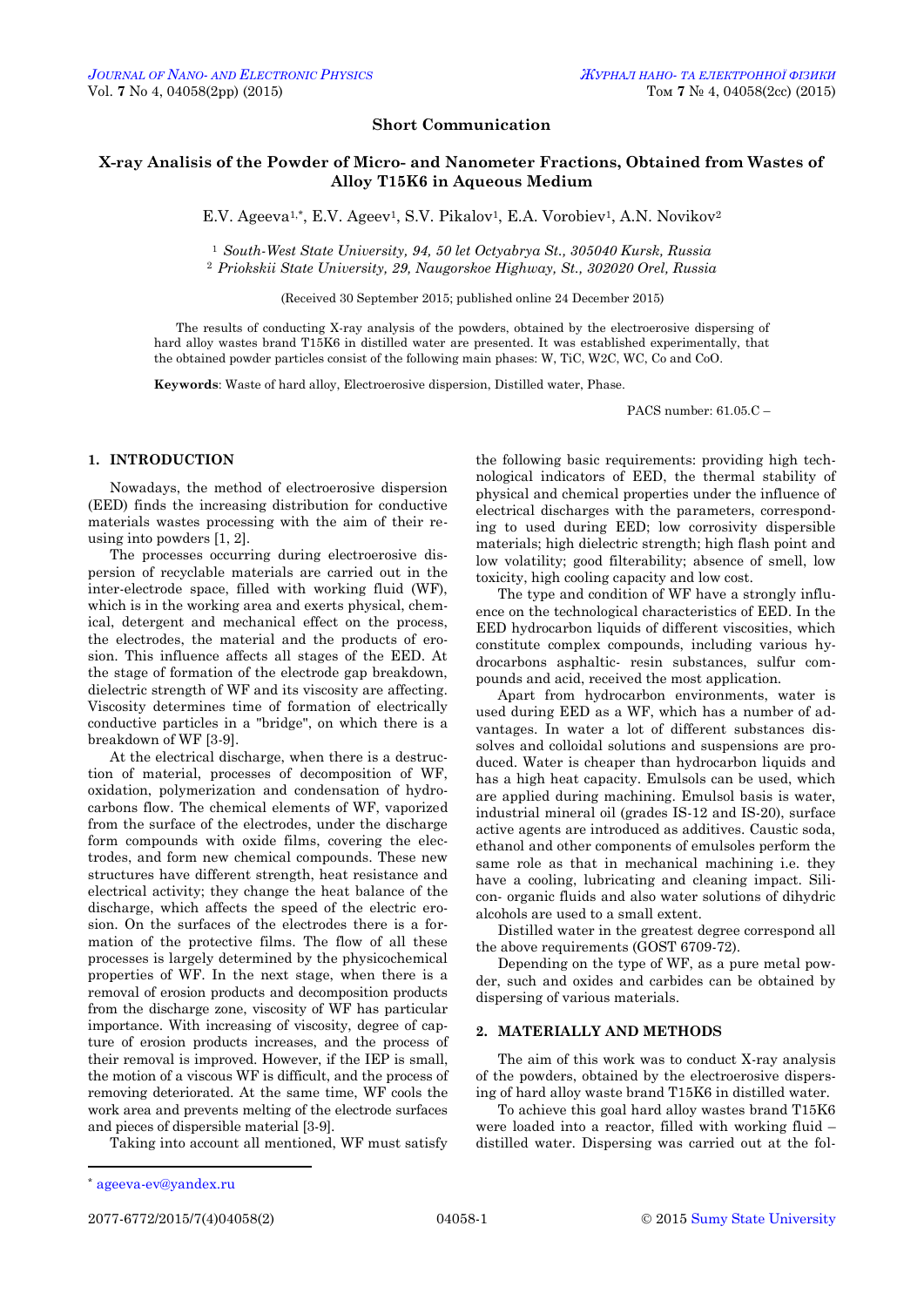**Short Communication**

# X-ray Analisis of the Powder of Micro- and Nanometer Fractions, Obtained from Wastes of Alloy T15K6 in Aqueous Medium

E.V. Ageeva[1,*], E.V. Ageev[1], S.V. Pikalov[1], E.A. Vorobiev[1], A.N. Novikov[2]

[1] *South-West State University, 94, 50 let Octyabrya St., 305040 Kursk, Russia*
[2] *Priokskii State University, 29, Naugorskoe Highway, St., 302020 Orel, Russia*

(Received 30 September 2015; published online 24 December 2015)

The results of conducting X-ray analysis of the powders, obtained by the electroerosive dispersing of hard alloy wastes brand T15K6 in distilled water are presented. It was established experimentally, that the obtained powder particles consist of the following main phases: W, TiC, $W_2C$, WC, Co and CoO.

**Keywords**: Waste of hard alloy, Electroerosive dispersion, Distilled water, Phase.

PACS number: 61.05.C –

## 1. INTRODUCTION

Nowadays, the method of electroerosive dispersion (EED) finds the increasing distribution for conductive materials wastes processing with the aim of their re-using into powders [1, 2].

The processes occurring during electroerosive dispersion of recyclable materials are carried out in the inter-electrode space, filled with working fluid (WF), which is in the working area and exerts physical, chemical, detergent and mechanical effect on the process, the electrodes, the material and the products of erosion. This influence affects all stages of the EED. At the stage of formation of the electrode gap breakdown, dielectric strength of WF and its viscosity are affecting. Viscosity determines time of formation of electrically conductive particles in a "bridge", on which there is a breakdown of WF [3-9].

At the electrical discharge, when there is a destruction of material, processes of decomposition of WF, oxidation, polymerization and condensation of hydrocarbons flow. The chemical elements of WF, vaporized from the surface of the electrodes, under the discharge form compounds with oxide films, covering the electrodes, and form new chemical compounds. These new structures have different strength, heat resistance and electrical activity; they change the heat balance of the discharge, which affects the speed of the electric erosion. On the surfaces of the electrodes there is a formation of the protective films. The flow of all these processes is largely determined by the physicochemical properties of WF. In the next stage, when there is a removal of erosion products and decomposition products from the discharge zone, viscosity of WF has particular importance. With increasing of viscosity, degree of capture of erosion products increases, and the process of their removal is improved. However, if the IEP is small, the motion of a viscous WF is difficult, and the process of removing deteriorated. At the same time, WF cools the work area and prevents melting of the electrode surfaces and pieces of dispersible material [3-9].

Taking into account all mentioned, WF must satisfy the following basic requirements: providing high technological indicators of EED, the thermal stability of physical and chemical properties under the influence of electrical discharges with the parameters, corresponding to used during EED; low corrosivity dispersible materials; high dielectric strength; high flash point and low volatility; good filterability; absence of smell, low toxicity, high cooling capacity and low cost.

The type and condition of WF have a strongly influence on the technological characteristics of EED. In the EED hydrocarbon liquids of different viscosities, which constitute complex compounds, including various hydrocarbons asphaltic- resin substances, sulfur compounds and acid, received the most application.

Apart from hydrocarbon environments, water is used during EED as a WF, which has a number of advantages. In water a lot of different substances dissolves and colloidal solutions and suspensions are produced. Water is cheaper than hydrocarbon liquids and has a high heat capacity. Emulsols can be used, which are applied during machining. Emulsol basis is water, industrial mineral oil (grades IS-12 and IS-20), surface active agents are introduced as additives. Caustic soda, ethanol and other components of emulsoles perform the same role as that in mechanical machining i.e. they have a cooling, lubricating and cleaning impact. Silicon- organic fluids and also water solutions of dihydric alcohols are used to a small extent.

Distilled water in the greatest degree correspond all the above requirements (GOST 6709-72).

Depending on the type of WF, as a pure metal powder, such and oxides and carbides can be obtained by dispersing of various materials.

## 2. MATERIALLY AND METHODS

The aim of this work was to conduct X-ray analysis of the powders, obtained by the electroerosive dispersing of hard alloy waste brand T15K6 in distilled water.

To achieve this goal hard alloy wastes brand T15K6 were loaded into a reactor, filled with working fluid – distilled water. Dispersing was carried out at the fol-

---

* ageeva-ev@yandex.ru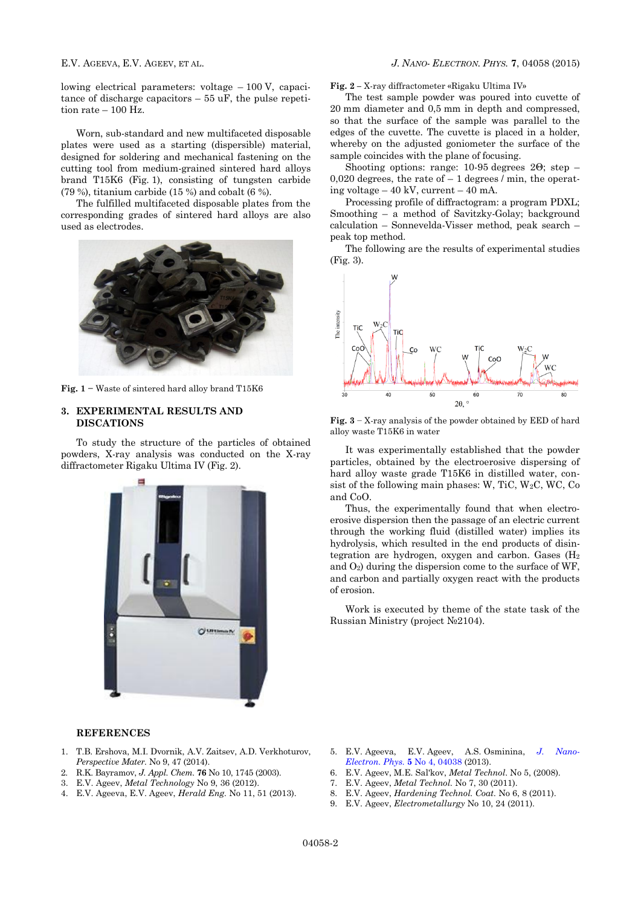lowing electrical parameters: voltage – 100 V, capacitance of discharge capacitors – 55 uF, the pulse repetition rate – 100 Hz.

Worn, sub-standard and new multifaceted disposable plates were used as a starting (dispersible) material, designed for soldering and mechanical fastening on the cutting tool from medium-grained sintered hard alloys brand T15K6 (Fig. 1), consisting of tungsten carbide (79 %), titanium carbide (15 %) and cobalt (6 %).

The fulfilled multifaceted disposable plates from the corresponding grades of sintered hard alloys are also used as electrodes.

**Fig. 1** – Waste of sintered hard alloy brand T15K6

## 3. EXPERIMENTAL RESULTS AND DISCATIONS

To study the structure of the particles of obtained powders, X-ray analysis was conducted on the X-ray diffractometer Rigaku Ultima IV (Fig. 2).

**Fig. 2** – X-ray diffractometer «Rigaku Ultima IV»

The test sample powder was poured into cuvette of 20 mm diameter and 0,5 mm in depth and compressed, so that the surface of the sample was parallel to the edges of the cuvette. The cuvette is placed in a holder, whereby on the adjusted goniometer the surface of the sample coincides with the plane of focusing.

Shooting options: range: 10-95 degrees 2Θ; step – 0,020 degrees, the rate of – 1 degrees / min, the operating voltage – 40 kV, current – 40 mA.

Processing profile of diffractogram: a program PDXL; Smoothing – a method of Savitzky-Golay; background calculation – Sonnevelda-Visser method, peak search – peak top method.

The following are the results of experimental studies (Fig. 3).

The intensity

W

TiC

W$_2$C

TiC

CoO

Co

WC

TiC

W

CoO

W$_2$C

W

WC

30 40 50 60 70 80

2θ, °

**Fig. 3** – X-ray analysis of the powder obtained by EED of hard alloy waste T15K6 in water

It was experimentally established that the powder particles, obtained by the electroerosive dispersing of hard alloy waste grade T15K6 in distilled water, consist of the following main phases: W, TiC, $W_2C$, WC, Co and CoO.

Thus, the experimentally found that when electroerosive dispersion then the passage of an electric current through the working fluid (distilled water) implies its hydrolysis, which resulted in the end products of disintegration are hydrogen, oxygen and carbon. Gases ($H_2$ and $O_2$) during the dispersion come to the surface of WF, and carbon and partially oxygen react with the products of erosion.

Work is executed by theme of the state task of the Russian Ministry (project №2104).

## REFERENCES

1. T.B. Ershova, M.I. Dvornik, A.V. Zaitsev, A.D. Verkhoturov, *Perspective Mater.* No 9, 47 (2014).
2. R.K. Bayramov, *J. Appl. Chem.* **76** No 10, 1745 (2003).
3. E.V. Ageev, *Metal Technology* No 9, 36 (2012).
4. E.V. Ageeva, E.V. Ageev, *Herald Eng.* No 11, 51 (2013).
5. E.V. Ageeva, E.V. Ageev, A.S. Osminina, *J. Nano-Electron. Phys.* **5** No 4, 04038 (2013).
6. E.V. Ageev, M.E. Sal'kov, *Metal Technol.* No 5, (2008).
7. E.V. Ageev, *Metal Technol.* No 7, 30 (2011).
8. E.V. Ageev, *Hardening Technol. Coat.* No 6, 8 (2011).
9. E.V. Ageev, *Electrometallurgy* No 10, 24 (2011).